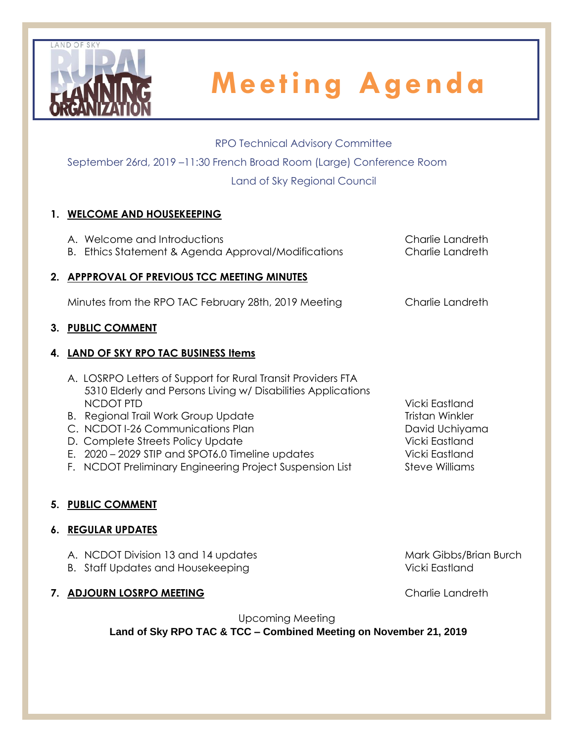# Meeting Agenda

RPO Technical Advisory Committee

September 26rd, 2019 –11:30 French Broad Room (Large) Conference Room

Land of Sky Regional Council

## 1. WELCOME AND HOUSEKEEPING

A. Welcome and Introductions — Charlie Landreth
B. Ethics Statement & Agenda Approval/Modifications — Charlie Landreth

## 2. APPPROVAL OF PREVIOUS TCC MEETING MINUTES

Minutes from the RPO TAC February 28th, 2019 Meeting — Charlie Landreth

## 3. PUBLIC COMMENT

## 4. LAND OF SKY RPO TAC BUSINESS Items

A. LOSRPO Letters of Support for Rural Transit Providers FTA 5310 Elderly and Persons Living w/ Disabilities Applications NCDOT PTD — Vicki Eastland
B. Regional Trail Work Group Update — Tristan Winkler
C. NCDOT I-26 Communications Plan — David Uchiyama
D. Complete Streets Policy Update — Vicki Eastland
E. 2020 – 2029 STIP and SPOT6.0 Timeline updates — Vicki Eastland
F. NCDOT Preliminary Engineering Project Suspension List — Steve Williams

## 5. PUBLIC COMMENT

## 6. REGULAR UPDATES

A. NCDOT Division 13 and 14 updates — Mark Gibbs/Brian Burch
B. Staff Updates and Housekeeping — Vicki Eastland

## 7. ADJOURN LOSRPO MEETING — Charlie Landreth

Upcoming Meeting

**Land of Sky RPO TAC & TCC – Combined Meeting on November 21, 2019**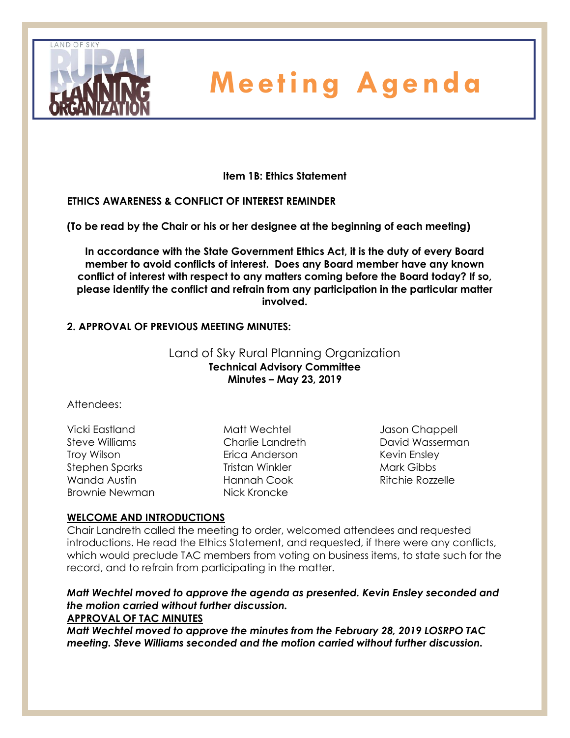# Meeting Agenda

**Item 1B: Ethics Statement**

**ETHICS AWARENESS & CONFLICT OF INTEREST REMINDER**

**(To be read by the Chair or his or her designee at the beginning of each meeting)**

**In accordance with the State Government Ethics Act, it is the duty of every Board member to avoid conflicts of interest. Does any Board member have any known conflict of interest with respect to any matters coming before the Board today? If so, please identify the conflict and refrain from any participation in the particular matter involved.**

**2. APPROVAL OF PREVIOUS MEETING MINUTES:**

Land of Sky Rural Planning Organization
**Technical Advisory Committee**
**Minutes – May 23, 2019**

Attendees:

Vicki Eastland
Steve Williams
Troy Wilson
Stephen Sparks
Wanda Austin
Brownie Newman
Matt Wechtel
Charlie Landreth
Erica Anderson
Tristan Winkler
Hannah Cook
Nick Kroncke
Jason Chappell
David Wasserman
Kevin Ensley
Mark Gibbs
Ritchie Rozzelle

**WELCOME AND INTRODUCTIONS**

Chair Landreth called the meeting to order, welcomed attendees and requested introductions. He read the Ethics Statement, and requested, if there were any conflicts, which would preclude TAC members from voting on business items, to state such for the record, and to refrain from participating in the matter.

***Matt Wechtel moved to approve the agenda as presented. Kevin Ensley seconded and the motion carried without further discussion.***

**APPROVAL OF TAC MINUTES**

***Matt Wechtel moved to approve the minutes from the February 28, 2019 LOSRPO TAC meeting. Steve Williams seconded and the motion carried without further discussion.***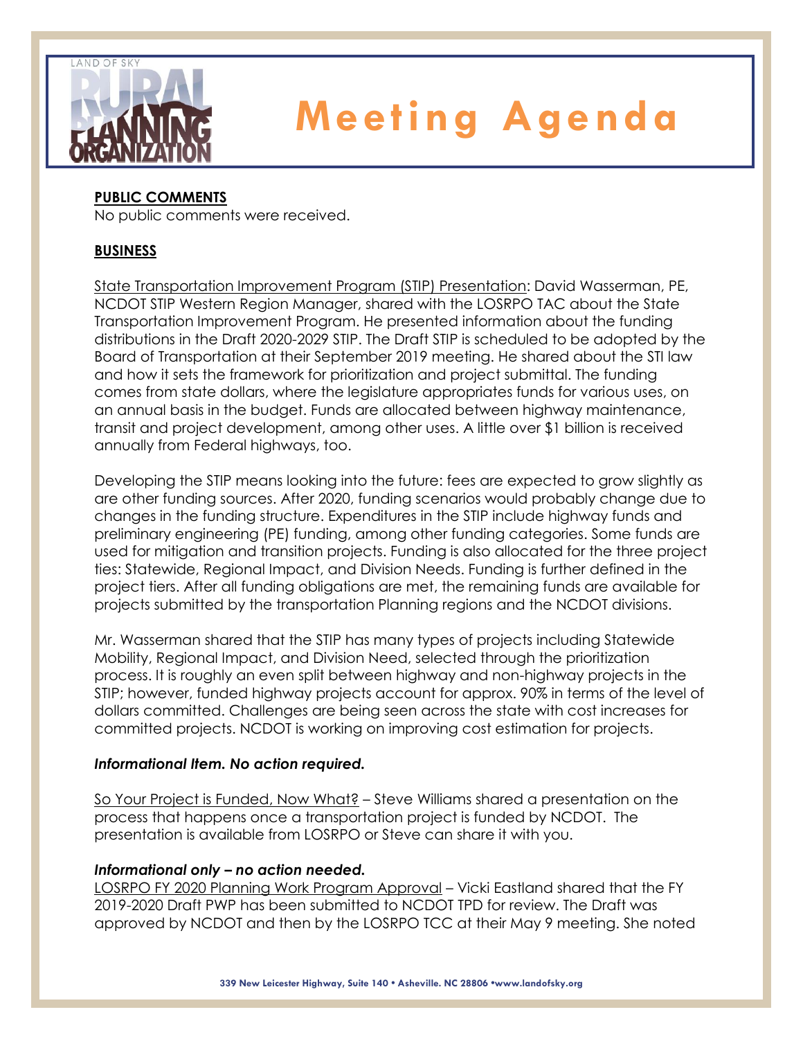# Meeting Agenda

**PUBLIC COMMENTS**

No public comments were received.

**BUSINESS**

State Transportation Improvement Program (STIP) Presentation: David Wasserman, PE, NCDOT STIP Western Region Manager, shared with the LOSRPO TAC about the State Transportation Improvement Program. He presented information about the funding distributions in the Draft 2020-2029 STIP. The Draft STIP is scheduled to be adopted by the Board of Transportation at their September 2019 meeting. He shared about the STI law and how it sets the framework for prioritization and project submittal. The funding comes from state dollars, where the legislature appropriates funds for various uses, on an annual basis in the budget. Funds are allocated between highway maintenance, transit and project development, among other uses. A little over $1 billion is received annually from Federal highways, too.

Developing the STIP means looking into the future: fees are expected to grow slightly as are other funding sources. After 2020, funding scenarios would probably change due to changes in the funding structure. Expenditures in the STIP include highway funds and preliminary engineering (PE) funding, among other funding categories. Some funds are used for mitigation and transition projects. Funding is also allocated for the three project ties: Statewide, Regional Impact, and Division Needs. Funding is further defined in the project tiers. After all funding obligations are met, the remaining funds are available for projects submitted by the transportation Planning regions and the NCDOT divisions.

Mr. Wasserman shared that the STIP has many types of projects including Statewide Mobility, Regional Impact, and Division Need, selected through the prioritization process. It is roughly an even split between highway and non-highway projects in the STIP; however, funded highway projects account for approx. 90% in terms of the level of dollars committed. Challenges are being seen across the state with cost increases for committed projects. NCDOT is working on improving cost estimation for projects.

***Informational Item. No action required.***

So Your Project is Funded, Now What? – Steve Williams shared a presentation on the process that happens once a transportation project is funded by NCDOT. The presentation is available from LOSRPO or Steve can share it with you.

***Informational only – no action needed.***

LOSRPO FY 2020 Planning Work Program Approval – Vicki Eastland shared that the FY 2019-2020 Draft PWP has been submitted to NCDOT TPD for review. The Draft was approved by NCDOT and then by the LOSRPO TCC at their May 9 meeting. She noted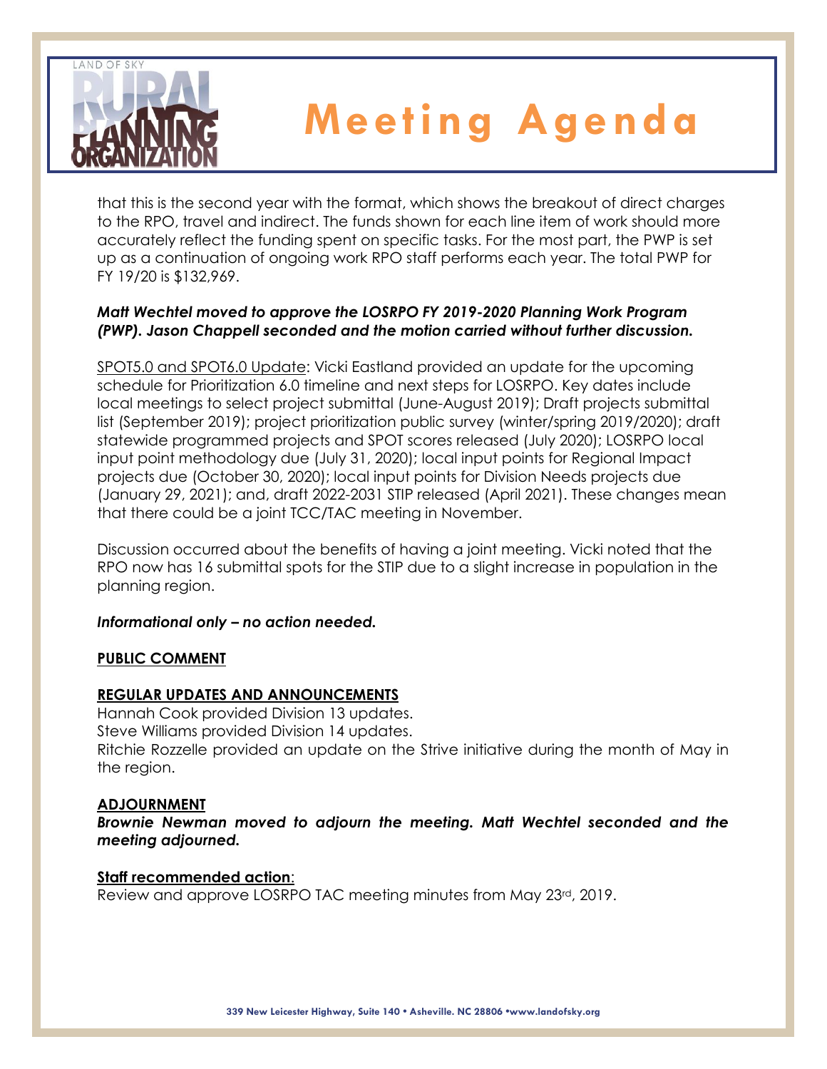that this is the second year with the format, which shows the breakout of direct charges to the RPO, travel and indirect. The funds shown for each line item of work should more accurately reflect the funding spent on specific tasks. For the most part, the PWP is set up as a continuation of ongoing work RPO staff performs each year. The total PWP for FY 19/20 is $132,969.

***Matt Wechtel moved to approve the LOSRPO FY 2019-2020 Planning Work Program (PWP). Jason Chappell seconded and the motion carried without further discussion.***

SPOT5.0 and SPOT6.0 Update: Vicki Eastland provided an update for the upcoming schedule for Prioritization 6.0 timeline and next steps for LOSRPO. Key dates include local meetings to select project submittal (June-August 2019); Draft projects submittal list (September 2019); project prioritization public survey (winter/spring 2019/2020); draft statewide programmed projects and SPOT scores released (July 2020); LOSRPO local input point methodology due (July 31, 2020); local input points for Regional Impact projects due (October 30, 2020); local input points for Division Needs projects due (January 29, 2021); and, draft 2022-2031 STIP released (April 2021). These changes mean that there could be a joint TCC/TAC meeting in November.

Discussion occurred about the benefits of having a joint meeting. Vicki noted that the RPO now has 16 submittal spots for the STIP due to a slight increase in population in the planning region.

***Informational only – no action needed.***

**PUBLIC COMMENT**

**REGULAR UPDATES AND ANNOUNCEMENTS**

Hannah Cook provided Division 13 updates.
Steve Williams provided Division 14 updates.
Ritchie Rozzelle provided an update on the Strive initiative during the month of May in the region.

**ADJOURNMENT**

***Brownie Newman moved to adjourn the meeting. Matt Wechtel seconded and the meeting adjourned.***

**Staff recommended action**:
Review and approve LOSRPO TAC meeting minutes from May 23rd, 2019.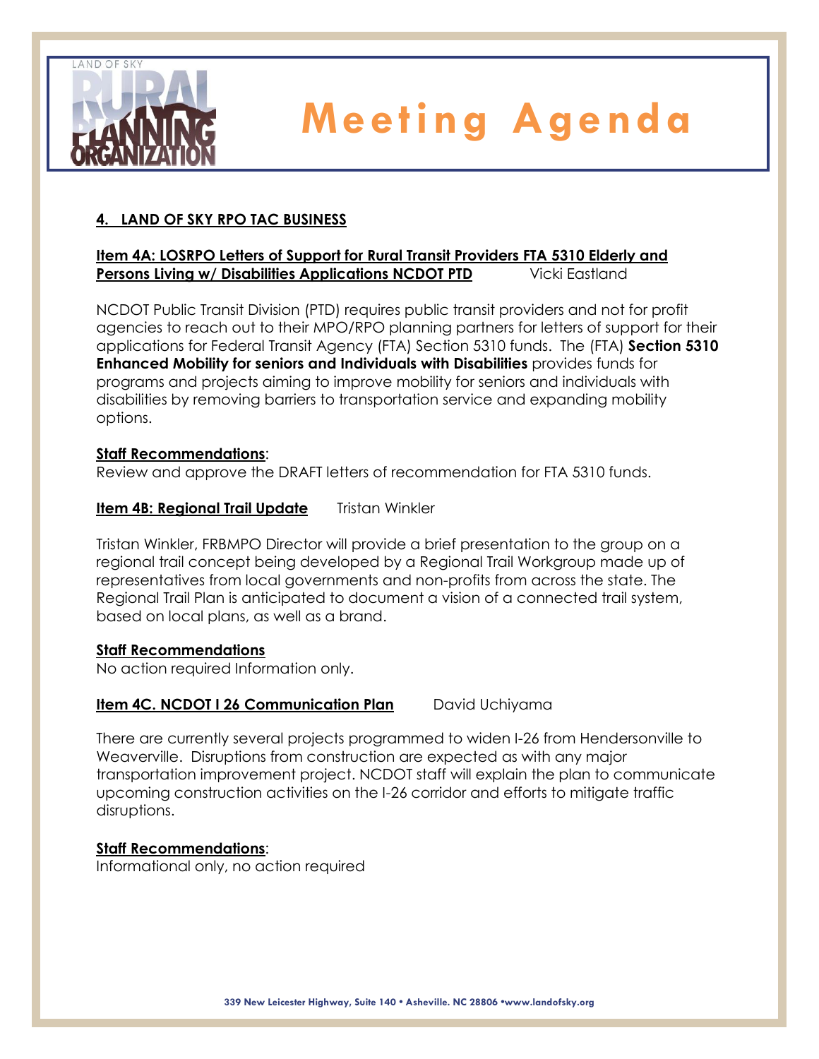# Meeting Agenda

## 4. LAND OF SKY RPO TAC BUSINESS

### Item 4A: LOSRPO Letters of Support for Rural Transit Providers FTA 5310 Elderly and Persons Living w/ Disabilities Applications NCDOT PTD — Vicki Eastland

NCDOT Public Transit Division (PTD) requires public transit providers and not for profit agencies to reach out to their MPO/RPO planning partners for letters of support for their applications for Federal Transit Agency (FTA) Section 5310 funds. The (FTA) **Section 5310 Enhanced Mobility for seniors and Individuals with Disabilities** provides funds for programs and projects aiming to improve mobility for seniors and individuals with disabilities by removing barriers to transportation service and expanding mobility options.

**Staff Recommendations**:
Review and approve the DRAFT letters of recommendation for FTA 5310 funds.

### Item 4B: Regional Trail Update — Tristan Winkler

Tristan Winkler, FRBMPO Director will provide a brief presentation to the group on a regional trail concept being developed by a Regional Trail Workgroup made up of representatives from local governments and non-profits from across the state. The Regional Trail Plan is anticipated to document a vision of a connected trail system, based on local plans, as well as a brand.

**Staff Recommendations**
No action required Information only.

### Item 4C. NCDOT I 26 Communication Plan — David Uchiyama

There are currently several projects programmed to widen I-26 from Hendersonville to Weaverville. Disruptions from construction are expected as with any major transportation improvement project. NCDOT staff will explain the plan to communicate upcoming construction activities on the I-26 corridor and efforts to mitigate traffic disruptions.

**Staff Recommendations**:
Informational only, no action required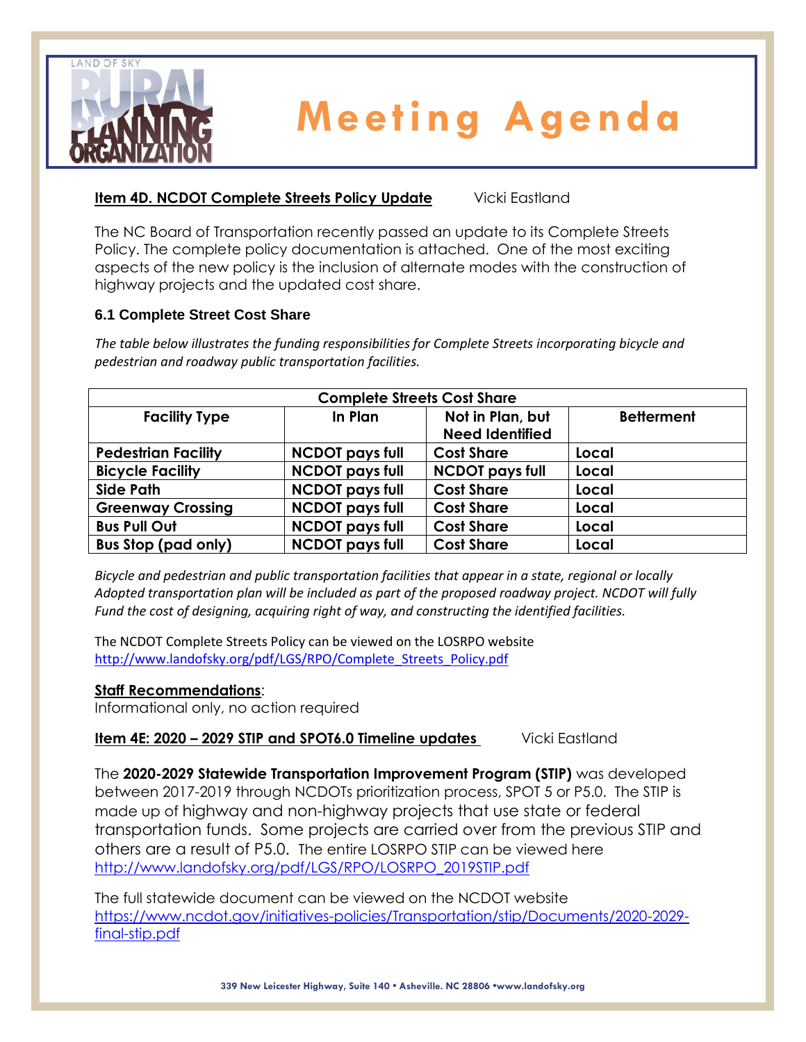# Meeting Agenda

**Item 4D. NCDOT Complete Streets Policy Update** Vicki Eastland

The NC Board of Transportation recently passed an update to its Complete Streets Policy. The complete policy documentation is attached. One of the most exciting aspects of the new policy is the inclusion of alternate modes with the construction of highway projects and the updated cost share.

### 6.1 Complete Street Cost Share

*The table below illustrates the funding responsibilities for Complete Streets incorporating bicycle and pedestrian and roadway public transportation facilities.*

| Complete Streets Cost Share | | | |
|---|---|---|---|
| **Facility Type** | **In Plan** | **Not in Plan, but Need Identified** | **Betterment** |
| **Pedestrian Facility** | **NCDOT pays full** | **Cost Share** | **Local** |
| **Bicycle Facility** | **NCDOT pays full** | **NCDOT pays full** | **Local** |
| **Side Path** | **NCDOT pays full** | **Cost Share** | **Local** |
| **Greenway Crossing** | **NCDOT pays full** | **Cost Share** | **Local** |
| **Bus Pull Out** | **NCDOT pays full** | **Cost Share** | **Local** |
| **Bus Stop (pad only)** | **NCDOT pays full** | **Cost Share** | **Local** |

*Bicycle and pedestrian and public transportation facilities that appear in a state, regional or locally Adopted transportation plan will be included as part of the proposed roadway project. NCDOT will fully Fund the cost of designing, acquiring right of way, and constructing the identified facilities.*

The NCDOT Complete Streets Policy can be viewed on the LOSRPO website
http://www.landofsky.org/pdf/LGS/RPO/Complete_Streets_Policy.pdf

**Staff Recommendations**:
Informational only, no action required

**Item 4E: 2020 – 2029 STIP and SPOT6.0 Timeline updates** Vicki Eastland

The **2020-2029 Statewide Transportation Improvement Program (STIP)** was developed between 2017-2019 through NCDOTs prioritization process, SPOT 5 or P5.0. The STIP is made up of highway and non-highway projects that use state or federal transportation funds. Some projects are carried over from the previous STIP and others are a result of P5.0. The entire LOSRPO STIP can be viewed here
http://www.landofsky.org/pdf/LGS/RPO/LOSRPO_2019STIP.pdf

The full statewide document can be viewed on the NCDOT website
https://www.ncdot.gov/initiatives-policies/Transportation/stip/Documents/2020-2029-final-stip.pdf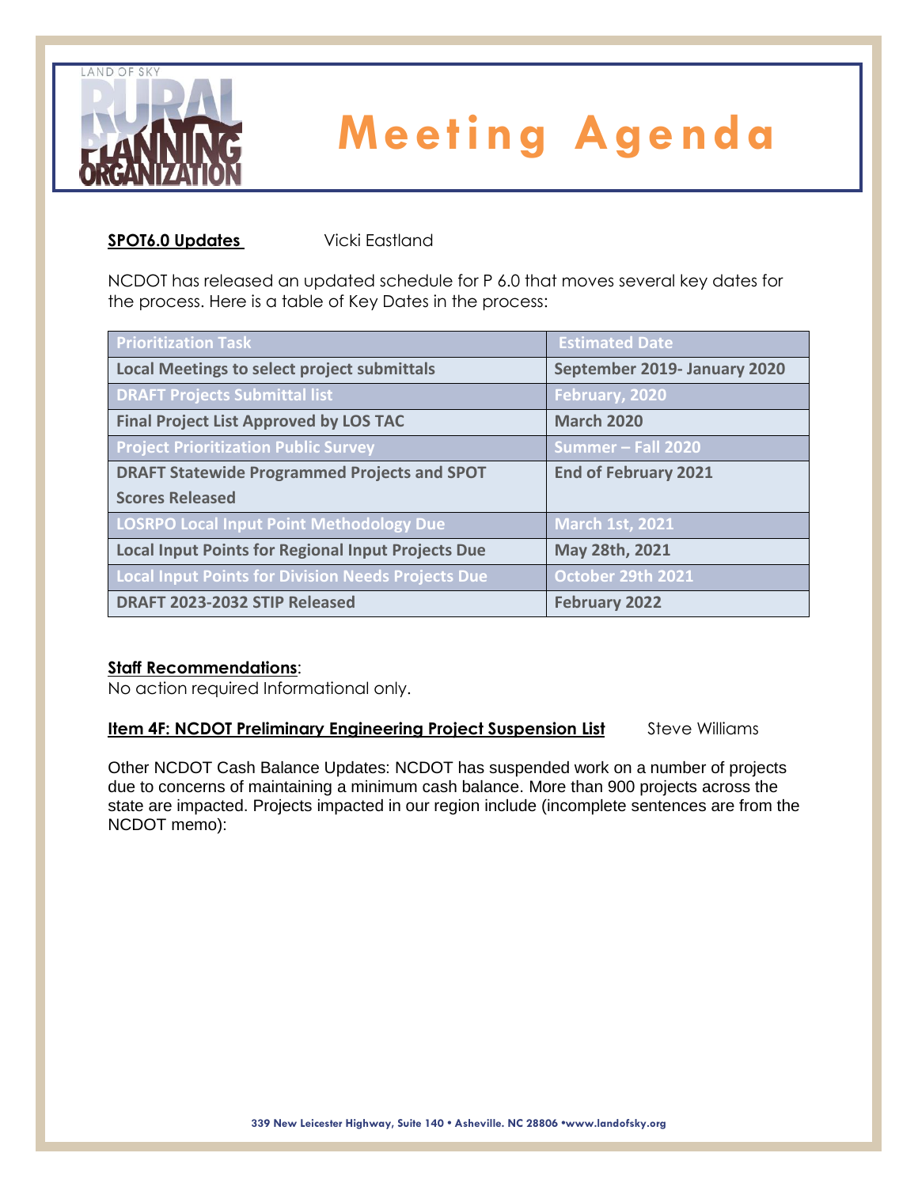# Meeting Agenda

**SPOT6.0 Updates** Vicki Eastland

NCDOT has released an updated schedule for P 6.0 that moves several key dates for the process. Here is a table of Key Dates in the process:

| Prioritization Task | Estimated Date |
|---|---|
| Local Meetings to select project submittals | September 2019- January 2020 |
| DRAFT Projects Submittal list | February, 2020 |
| Final Project List Approved by LOS TAC | March 2020 |
| Project Prioritization Public Survey | Summer – Fall 2020 |
| DRAFT Statewide Programmed Projects and SPOT Scores Released | End of February 2021 |
| LOSRPO Local Input Point Methodology Due | March 1st, 2021 |
| Local Input Points for Regional Input Projects Due | May 28th, 2021 |
| Local Input Points for Division Needs Projects Due | October 29th 2021 |
| DRAFT 2023-2032 STIP Released | February 2022 |

**Staff Recommendations**:
No action required Informational only.

**Item 4F: NCDOT Preliminary Engineering Project Suspension List** Steve Williams

Other NCDOT Cash Balance Updates: NCDOT has suspended work on a number of projects due to concerns of maintaining a minimum cash balance. More than 900 projects across the state are impacted. Projects impacted in our region include (incomplete sentences are from the NCDOT memo):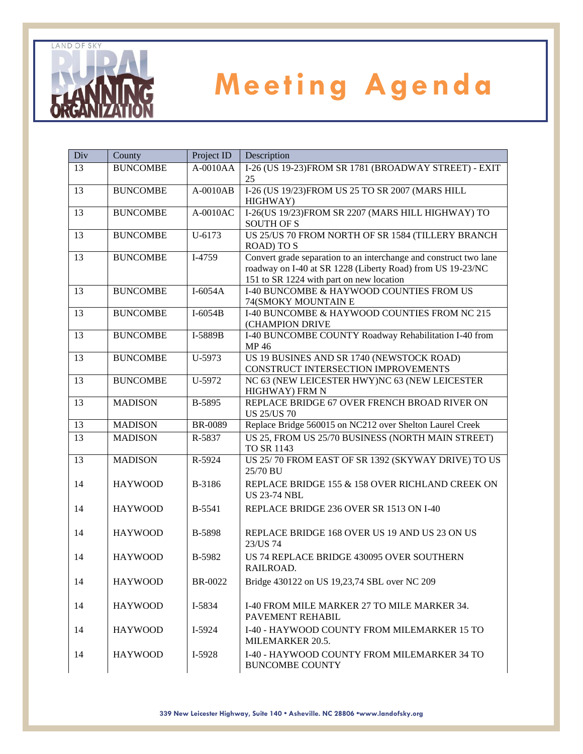# Meeting Agenda

| Div | County | Project ID | Description |
|---|---|---|---|
| 13 | BUNCOMBE | A-0010AA | I-26 (US 19-23)FROM SR 1781 (BROADWAY STREET) - EXIT 25 |
| 13 | BUNCOMBE | A-0010AB | I-26 (US 19/23)FROM US 25 TO SR 2007 (MARS HILL HIGHWAY) |
| 13 | BUNCOMBE | A-0010AC | I-26(US 19/23)FROM SR 2207 (MARS HILL HIGHWAY) TO SOUTH OF S |
| 13 | BUNCOMBE | U-6173 | US 25/US 70 FROM NORTH OF SR 1584 (TILLERY BRANCH ROAD) TO S |
| 13 | BUNCOMBE | I-4759 | Convert grade separation to an interchange and construct two lane roadway on I-40 at SR 1228 (Liberty Road) from US 19-23/NC 151 to SR 1224 with part on new location |
| 13 | BUNCOMBE | I-6054A | I-40 BUNCOMBE & HAYWOOD COUNTIES FROM US 74(SMOKY MOUNTAIN E |
| 13 | BUNCOMBE | I-6054B | I-40 BUNCOMBE & HAYWOOD COUNTIES FROM NC 215 (CHAMPION DRIVE |
| 13 | BUNCOMBE | I-5889B | I-40 BUNCOMBE COUNTY Roadway Rehabilitation I-40 from MP 46 |
| 13 | BUNCOMBE | U-5973 | US 19 BUSINES AND SR 1740 (NEWSTOCK ROAD) CONSTRUCT INTERSECTION IMPROVEMENTS |
| 13 | BUNCOMBE | U-5972 | NC 63 (NEW LEICESTER HWY)NC 63 (NEW LEICESTER HIGHWAY) FRM N |
| 13 | MADISON | B-5895 | REPLACE BRIDGE 67 OVER FRENCH BROAD RIVER ON US 25/US 70 |
| 13 | MADISON | BR-0089 | Replace Bridge 560015 on NC212 over Shelton Laurel Creek |
| 13 | MADISON | R-5837 | US 25, FROM US 25/70 BUSINESS (NORTH MAIN STREET) TO SR 1143 |
| 13 | MADISON | R-5924 | US 25/ 70 FROM EAST OF SR 1392 (SKYWAY DRIVE) TO US 25/70 BU |
| 14 | HAYWOOD | B-3186 | REPLACE BRIDGE 155 & 158 OVER RICHLAND CREEK ON US 23-74 NBL |
| 14 | HAYWOOD | B-5541 | REPLACE BRIDGE 236 OVER SR 1513 ON I-40 |
| 14 | HAYWOOD | B-5898 | REPLACE BRIDGE 168 OVER US 19 AND US 23 ON US 23/US 74 |
| 14 | HAYWOOD | B-5982 | US 74 REPLACE BRIDGE 430095 OVER SOUTHERN RAILROAD. |
| 14 | HAYWOOD | BR-0022 | Bridge 430122 on US 19,23,74 SBL over NC 209 |
| 14 | HAYWOOD | I-5834 | I-40 FROM MILE MARKER 27 TO MILE MARKER 34. PAVEMENT REHABIL |
| 14 | HAYWOOD | I-5924 | I-40 - HAYWOOD COUNTY FROM MILEMARKER 15 TO MILEMARKER 20.5. |
| 14 | HAYWOOD | I-5928 | I-40 - HAYWOOD COUNTY FROM MILEMARKER 34 TO BUNCOMBE COUNTY |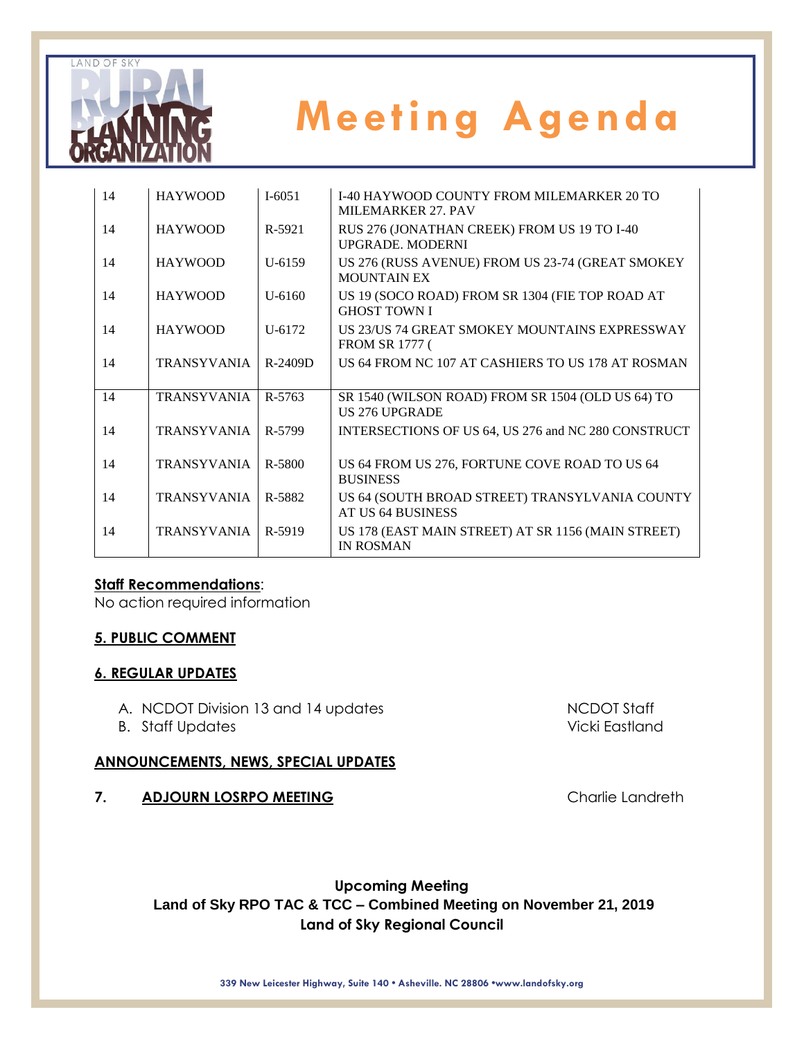# Meeting Agenda

| | | | |
|---|---|---|---|
| 14 | HAYWOOD | I-6051 | I-40 HAYWOOD COUNTY FROM MILEMARKER 20 TO MILEMARKER 27. PAV |
| 14 | HAYWOOD | R-5921 | RUS 276 (JONATHAN CREEK) FROM US 19 TO I-40 UPGRADE. MODERNI |
| 14 | HAYWOOD | U-6159 | US 276 (RUSS AVENUE) FROM US 23-74 (GREAT SMOKEY MOUNTAIN EX |
| 14 | HAYWOOD | U-6160 | US 19 (SOCO ROAD) FROM SR 1304 (FIE TOP ROAD AT GHOST TOWN I |
| 14 | HAYWOOD | U-6172 | US 23/US 74 GREAT SMOKEY MOUNTAINS EXPRESSWAY FROM SR 1777 ( |
| 14 | TRANSYVANIA | R-2409D | US 64 FROM NC 107 AT CASHIERS TO US 178 AT ROSMAN |
| 14 | TRANSYVANIA | R-5763 | SR 1540 (WILSON ROAD) FROM SR 1504 (OLD US 64) TO US 276 UPGRADE |
| 14 | TRANSYVANIA | R-5799 | INTERSECTIONS OF US 64, US 276 and NC 280 CONSTRUCT |
| 14 | TRANSYVANIA | R-5800 | US 64 FROM US 276, FORTUNE COVE ROAD TO US 64 BUSINESS |
| 14 | TRANSYVANIA | R-5882 | US 64 (SOUTH BROAD STREET) TRANSYLVANIA COUNTY AT US 64 BUSINESS |
| 14 | TRANSYVANIA | R-5919 | US 178 (EAST MAIN STREET) AT SR 1156 (MAIN STREET) IN ROSMAN |

**Staff Recommendations**:
No action required information

**5. PUBLIC COMMENT**

**6. REGULAR UPDATES**

A. NCDOT Division 13 and 14 updates — NCDOT Staff
B. Staff Updates — Vicki Eastland

**ANNOUNCEMENTS, NEWS, SPECIAL UPDATES**

**7. ADJOURN LOSRPO MEETING** — Charlie Landreth

**Upcoming Meeting**
**Land of Sky RPO TAC & TCC – Combined Meeting on November 21, 2019**
**Land of Sky Regional Council**